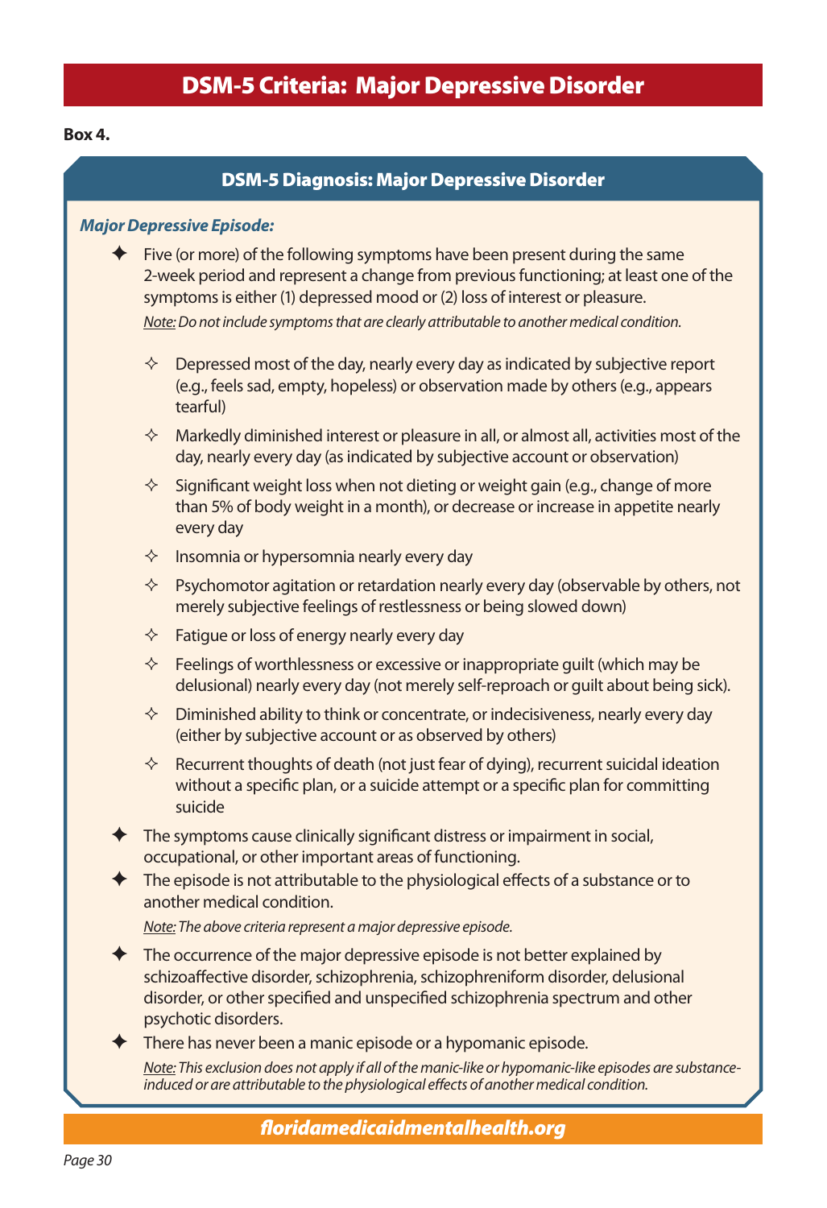# DSM-5 Criteria: Major Depressive Disorder

**Box 4.**

## DSM-5 Diagnosis: Major Depressive Disorder

***Major Depressive Episode:***

- Five (or more) of the following symptoms have been present during the same 2-week period and represent a change from previous functioning; at least one of the symptoms is either (1) depressed mood or (2) loss of interest or pleasure.

  *Note: Do not include symptoms that are clearly attributable to another medical condition.*

  - Depressed most of the day, nearly every day as indicated by subjective report (e.g., feels sad, empty, hopeless) or observation made by others (e.g., appears tearful)
  - Markedly diminished interest or pleasure in all, or almost all, activities most of the day, nearly every day (as indicated by subjective account or observation)
  - Significant weight loss when not dieting or weight gain (e.g., change of more than 5% of body weight in a month), or decrease or increase in appetite nearly every day
  - Insomnia or hypersomnia nearly every day
  - Psychomotor agitation or retardation nearly every day (observable by others, not merely subjective feelings of restlessness or being slowed down)
  - Fatigue or loss of energy nearly every day
  - Feelings of worthlessness or excessive or inappropriate guilt (which may be delusional) nearly every day (not merely self-reproach or guilt about being sick).
  - Diminished ability to think or concentrate, or indecisiveness, nearly every day (either by subjective account or as observed by others)
  - Recurrent thoughts of death (not just fear of dying), recurrent suicidal ideation without a specific plan, or a suicide attempt or a specific plan for committing suicide

- The symptoms cause clinically significant distress or impairment in social, occupational, or other important areas of functioning.
- The episode is not attributable to the physiological effects of a substance or to another medical condition.

  *Note: The above criteria represent a major depressive episode.*

- The occurrence of the major depressive episode is not better explained by schizoaffective disorder, schizophrenia, schizophreniform disorder, delusional disorder, or other specified and unspecified schizophrenia spectrum and other psychotic disorders.
- There has never been a manic episode or a hypomanic episode.

  *Note: This exclusion does not apply if all of the manic-like or hypomanic-like episodes are substance-induced or are attributable to the physiological effects of another medical condition.*

**floridamedicaidmentalhealth.org**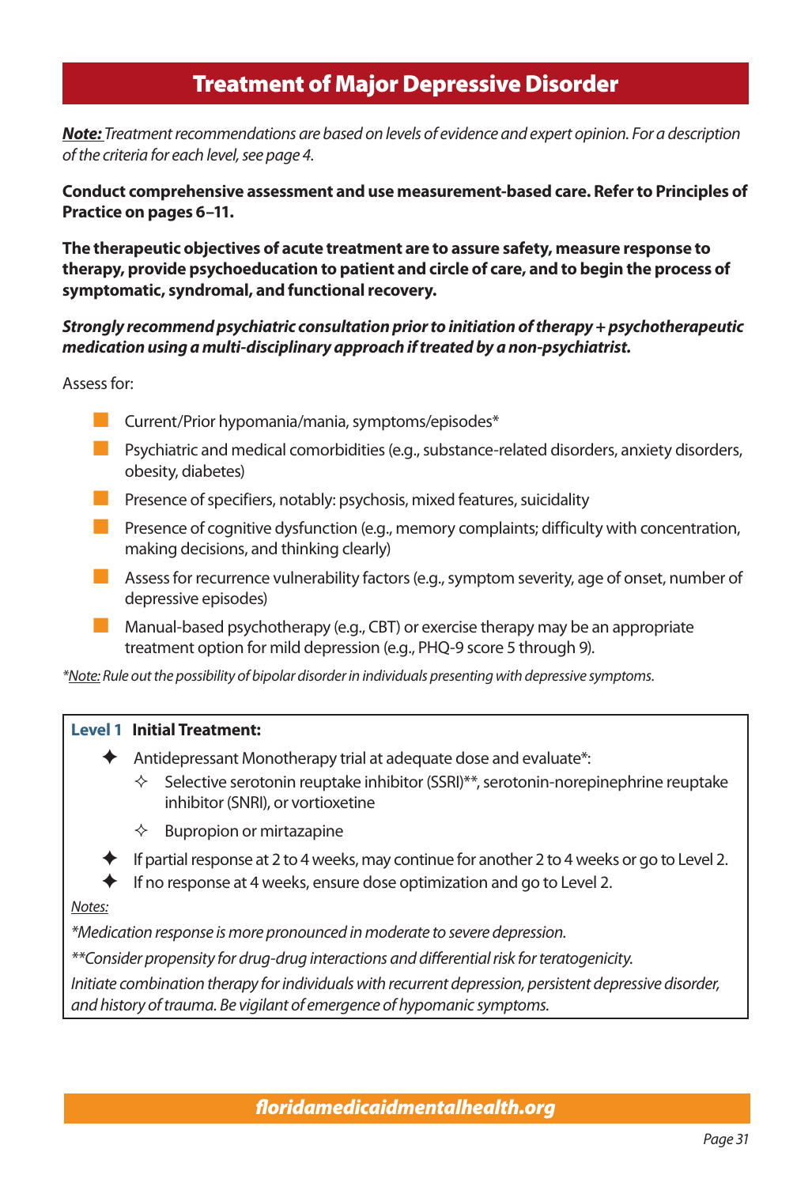# Treatment of Major Depressive Disorder

***Note:*** *Treatment recommendations are based on levels of evidence and expert opinion. For a description of the criteria for each level, see page 4.*

**Conduct comprehensive assessment and use measurement-based care. Refer to Principles of Practice on pages 6–11.**

**The therapeutic objectives of acute treatment are to assure safety, measure response to therapy, provide psychoeducation to patient and circle of care, and to begin the process of symptomatic, syndromal, and functional recovery.**

***Strongly recommend psychiatric consultation prior to initiation of therapy + psychotherapeutic medication using a multi-disciplinary approach if treated by a non-psychiatrist.***

Assess for:

- Current/Prior hypomania/mania, symptoms/episodes*
- Psychiatric and medical comorbidities (e.g., substance-related disorders, anxiety disorders, obesity, diabetes)
- Presence of specifiers, notably: psychosis, mixed features, suicidality
- Presence of cognitive dysfunction (e.g., memory complaints; difficulty with concentration, making decisions, and thinking clearly)
- Assess for recurrence vulnerability factors (e.g., symptom severity, age of onset, number of depressive episodes)
- Manual-based psychotherapy (e.g., CBT) or exercise therapy may be an appropriate treatment option for mild depression (e.g., PHQ-9 score 5 through 9).

*\*Note: Rule out the possibility of bipolar disorder in individuals presenting with depressive symptoms.*

**Level 1 Initial Treatment:**

- Antidepressant Monotherapy trial at adequate dose and evaluate*:
  - Selective serotonin reuptake inhibitor (SSRI)**, serotonin-norepinephrine reuptake inhibitor (SNRI), or vortioxetine
  - Bupropion or mirtazapine
- If partial response at 2 to 4 weeks, may continue for another 2 to 4 weeks or go to Level 2.
- If no response at 4 weeks, ensure dose optimization and go to Level 2.

*Notes:*

*\*Medication response is more pronounced in moderate to severe depression.*

*\*\*Consider propensity for drug-drug interactions and differential risk for teratogenicity.*

*Initiate combination therapy for individuals with recurrent depression, persistent depressive disorder, and history of trauma. Be vigilant of emergence of hypomanic symptoms.*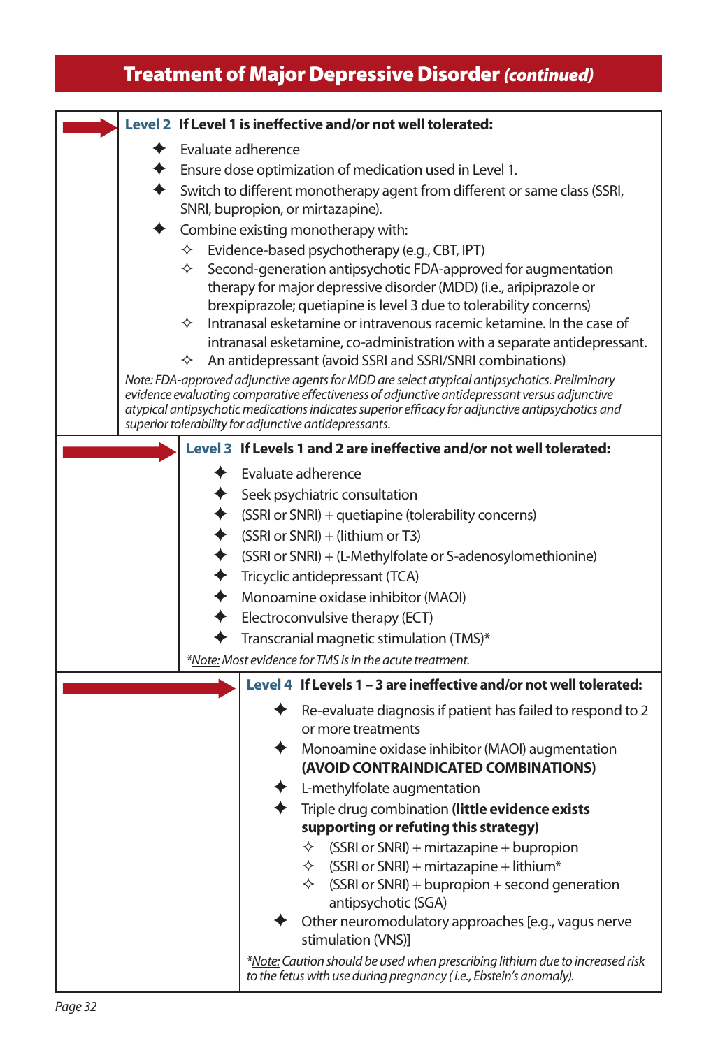## Treatment of Major Depressive Disorder *(continued)*

### Level 2 If Level 1 is ineffective and/or not well tolerated:

- Evaluate adherence
- Ensure dose optimization of medication used in Level 1.
- Switch to different monotherapy agent from different or same class (SSRI, SNRI, bupropion, or mirtazapine).
- Combine existing monotherapy with:
  - Evidence-based psychotherapy (e.g., CBT, IPT)
  - Second-generation antipsychotic FDA-approved for augmentation therapy for major depressive disorder (MDD) (i.e., aripiprazole or brexpiprazole; quetiapine is level 3 due to tolerability concerns)
  - Intranasal esketamine or intravenous racemic ketamine. In the case of intranasal esketamine, co-administration with a separate antidepressant.
  - An antidepressant (avoid SSRI and SSRI/SNRI combinations)

*Note: FDA-approved adjunctive agents for MDD are select atypical antipsychotics. Preliminary evidence evaluating comparative effectiveness of adjunctive antidepressant versus adjunctive atypical antipsychotic medications indicates superior efficacy for adjunctive antipsychotics and superior tolerability for adjunctive antidepressants.*

### Level 3 If Levels 1 and 2 are ineffective and/or not well tolerated:

- Evaluate adherence
- Seek psychiatric consultation
- (SSRI or SNRI) + quetiapine (tolerability concerns)
- (SSRI or SNRI) + (lithium or T3)
- (SSRI or SNRI) + (L-Methylfolate or S-adenosylomethionine)
- Tricyclic antidepressant (TCA)
- Monoamine oxidase inhibitor (MAOI)
- Electroconvulsive therapy (ECT)
- Transcranial magnetic stimulation (TMS)*

*\*Note: Most evidence for TMS is in the acute treatment.*

### Level 4 If Levels 1 – 3 are ineffective and/or not well tolerated:

- Re-evaluate diagnosis if patient has failed to respond to 2 or more treatments
- Monoamine oxidase inhibitor (MAOI) augmentation **(AVOID CONTRAINDICATED COMBINATIONS)**
- L-methylfolate augmentation
- Triple drug combination **(little evidence exists supporting or refuting this strategy)**
  - (SSRI or SNRI) + mirtazapine + bupropion
  - (SSRI or SNRI) + mirtazapine + lithium*
  - (SSRI or SNRI) + bupropion + second generation antipsychotic (SGA)
- Other neuromodulatory approaches [e.g., vagus nerve stimulation (VNS)]

*\*Note: Caution should be used when prescribing lithium due to increased risk to the fetus with use during pregnancy ( i.e., Ebstein's anomaly).*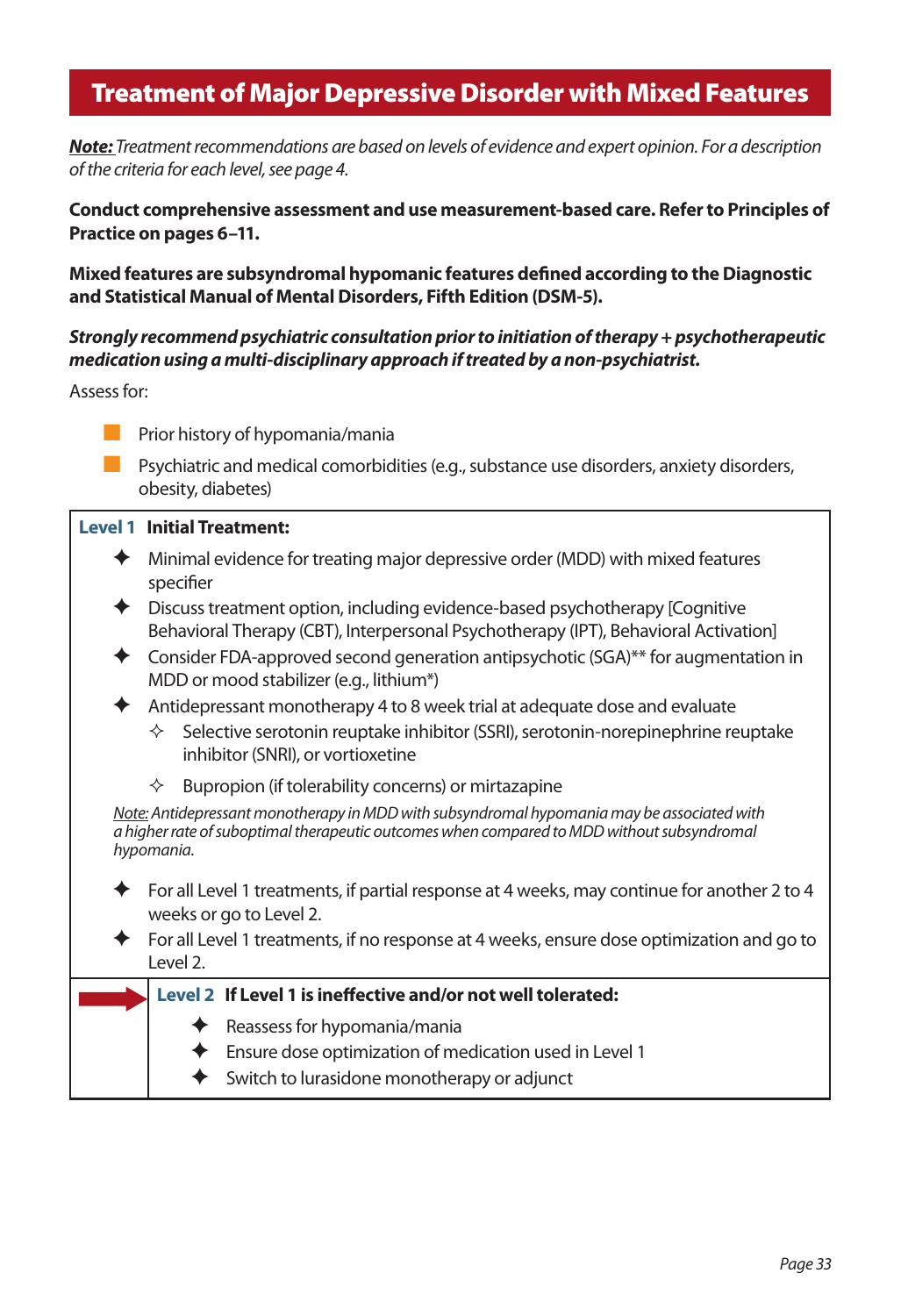# Treatment of Major Depressive Disorder with Mixed Features

***Note:*** *Treatment recommendations are based on levels of evidence and expert opinion. For a description of the criteria for each level, see page 4.*

**Conduct comprehensive assessment and use measurement-based care. Refer to Principles of Practice on pages 6–11.**

**Mixed features are subsyndromal hypomanic features defined according to the Diagnostic and Statistical Manual of Mental Disorders, Fifth Edition (DSM-5).**

***Strongly recommend psychiatric consultation prior to initiation of therapy + psychotherapeutic medication using a multi-disciplinary approach if treated by a non-psychiatrist.***

Assess for:

- Prior history of hypomania/mania
- Psychiatric and medical comorbidities (e.g., substance use disorders, anxiety disorders, obesity, diabetes)

## Level 1 Initial Treatment:

- Minimal evidence for treating major depressive order (MDD) with mixed features specifier
- Discuss treatment option, including evidence-based psychotherapy [Cognitive Behavioral Therapy (CBT), Interpersonal Psychotherapy (IPT), Behavioral Activation]
- Consider FDA-approved second generation antipsychotic (SGA)** for augmentation in MDD or mood stabilizer (e.g., lithium*)
- Antidepressant monotherapy 4 to 8 week trial at adequate dose and evaluate
  - Selective serotonin reuptake inhibitor (SSRI), serotonin-norepinephrine reuptake inhibitor (SNRI), or vortioxetine
  - Bupropion (if tolerability concerns) or mirtazapine

*Note: Antidepressant monotherapy in MDD with subsyndromal hypomania may be associated with a higher rate of suboptimal therapeutic outcomes when compared to MDD without subsyndromal hypomania.*

- For all Level 1 treatments, if partial response at 4 weeks, may continue for another 2 to 4 weeks or go to Level 2.
- For all Level 1 treatments, if no response at 4 weeks, ensure dose optimization and go to Level 2.

## Level 2 If Level 1 is ineffective and/or not well tolerated:

- Reassess for hypomania/mania
- Ensure dose optimization of medication used in Level 1
- Switch to lurasidone monotherapy or adjunct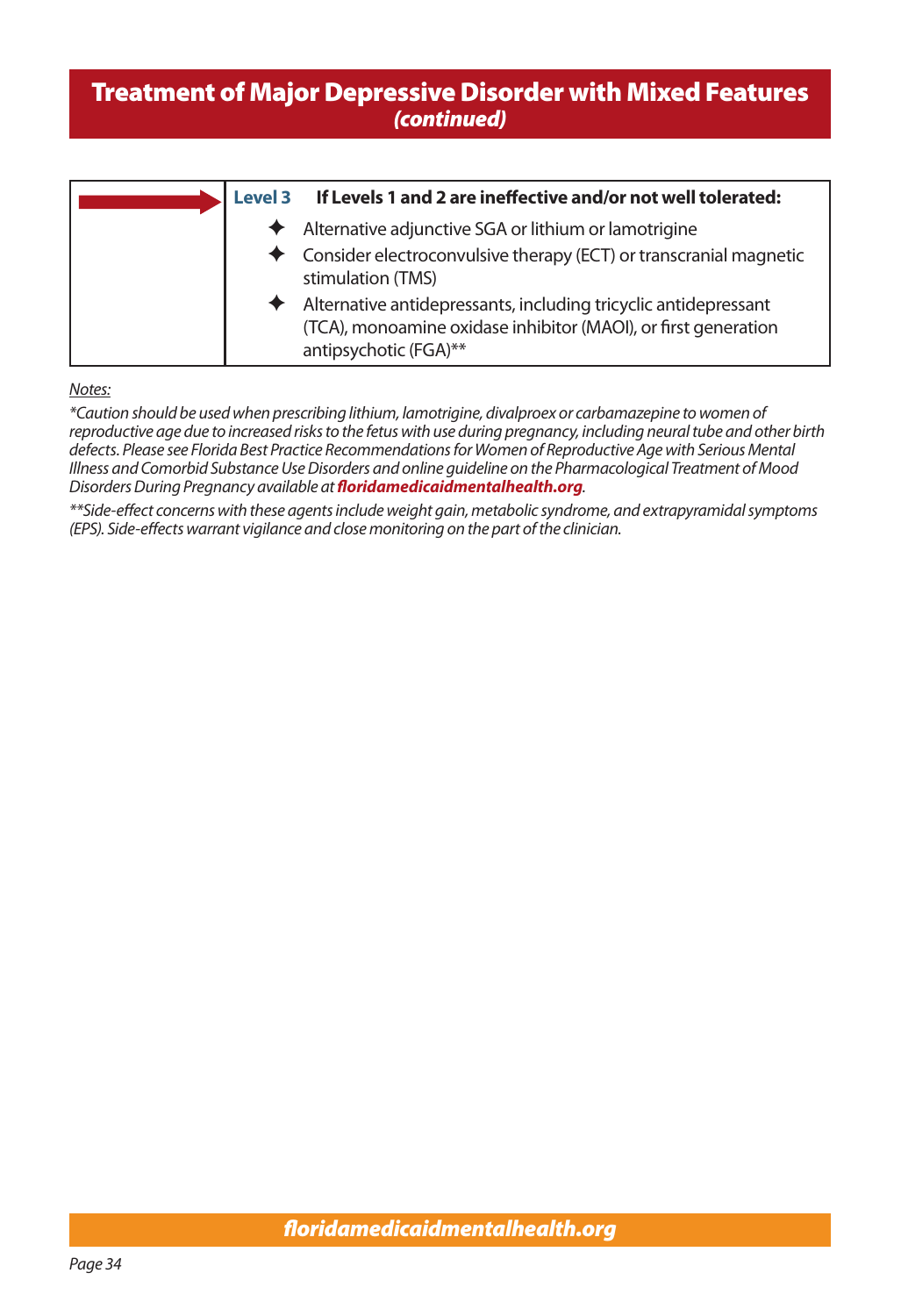## Treatment of Major Depressive Disorder with Mixed Features *(continued)*

**Level 3** **If Levels 1 and 2 are ineffective and/or not well tolerated:**

- Alternative adjunctive SGA or lithium or lamotrigine
- Consider electroconvulsive therapy (ECT) or transcranial magnetic stimulation (TMS)
- Alternative antidepressants, including tricyclic antidepressant (TCA), monoamine oxidase inhibitor (MAOI), or first generation antipsychotic (FGA)**

*Notes:*

**Caution should be used when prescribing lithium, lamotrigine, divalproex or carbamazepine to women of reproductive age due to increased risks to the fetus with use during pregnancy, including neural tube and other birth defects. Please see Florida Best Practice Recommendations for Women of Reproductive Age with Serious Mental Illness and Comorbid Substance Use Disorders and online guideline on the Pharmacological Treatment of Mood Disorders During Pregnancy available at* ***floridamedicaidmentalhealth.org****.*

*\*\*Side-effect concerns with these agents include weight gain, metabolic syndrome, and extrapyramidal symptoms (EPS). Side-effects warrant vigilance and close monitoring on the part of the clinician.*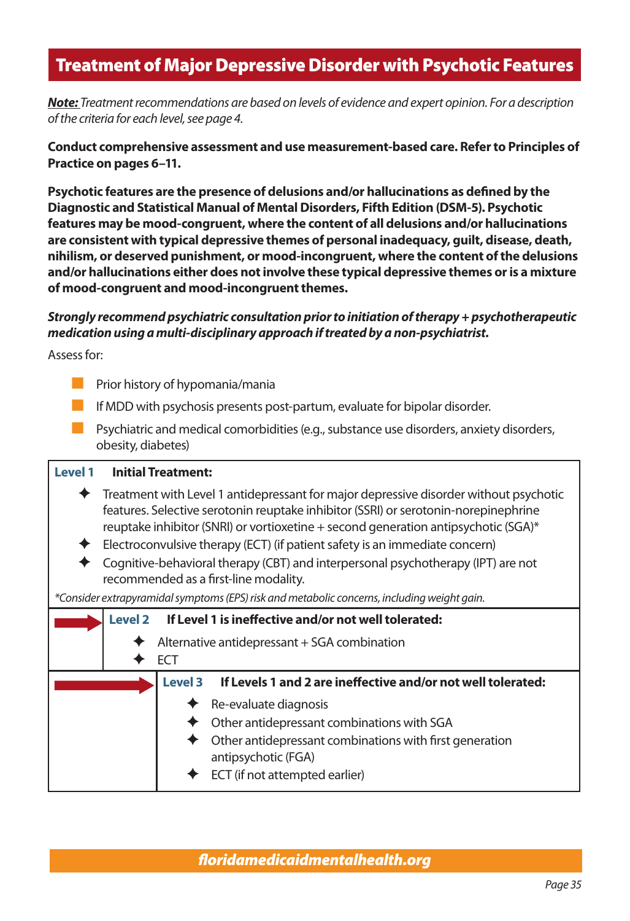# Treatment of Major Depressive Disorder with Psychotic Features

***Note:*** *Treatment recommendations are based on levels of evidence and expert opinion. For a description of the criteria for each level, see page 4.*

**Conduct comprehensive assessment and use measurement-based care. Refer to Principles of Practice on pages 6–11.**

**Psychotic features are the presence of delusions and/or hallucinations as defined by the Diagnostic and Statistical Manual of Mental Disorders, Fifth Edition (DSM-5). Psychotic features may be mood-congruent, where the content of all delusions and/or hallucinations are consistent with typical depressive themes of personal inadequacy, guilt, disease, death, nihilism, or deserved punishment, or mood-incongruent, where the content of the delusions and/or hallucinations either does not involve these typical depressive themes or is a mixture of mood-congruent and mood-incongruent themes.**

***Strongly recommend psychiatric consultation prior to initiation of therapy + psychotherapeutic medication using a multi-disciplinary approach if treated by a non-psychiatrist.***

Assess for:

- Prior history of hypomania/mania
- If MDD with psychosis presents post-partum, evaluate for bipolar disorder.
- Psychiatric and medical comorbidities (e.g., substance use disorders, anxiety disorders, obesity, diabetes)

**Level 1 Initial Treatment:**

- Treatment with Level 1 antidepressant for major depressive disorder without psychotic features. Selective serotonin reuptake inhibitor (SSRI) or serotonin-norepinephrine reuptake inhibitor (SNRI) or vortioxetine + second generation antipsychotic (SGA)*
- Electroconvulsive therapy (ECT) (if patient safety is an immediate concern)
- Cognitive-behavioral therapy (CBT) and interpersonal psychotherapy (IPT) are not recommended as a first-line modality.

*\*Consider extrapyramidal symptoms (EPS) risk and metabolic concerns, including weight gain.*

**Level 2 If Level 1 is ineffective and/or not well tolerated:**

- Alternative antidepressant + SGA combination
- ECT

**Level 3 If Levels 1 and 2 are ineffective and/or not well tolerated:**

- Re-evaluate diagnosis
- Other antidepressant combinations with SGA
- Other antidepressant combinations with first generation antipsychotic (FGA)
- ECT (if not attempted earlier)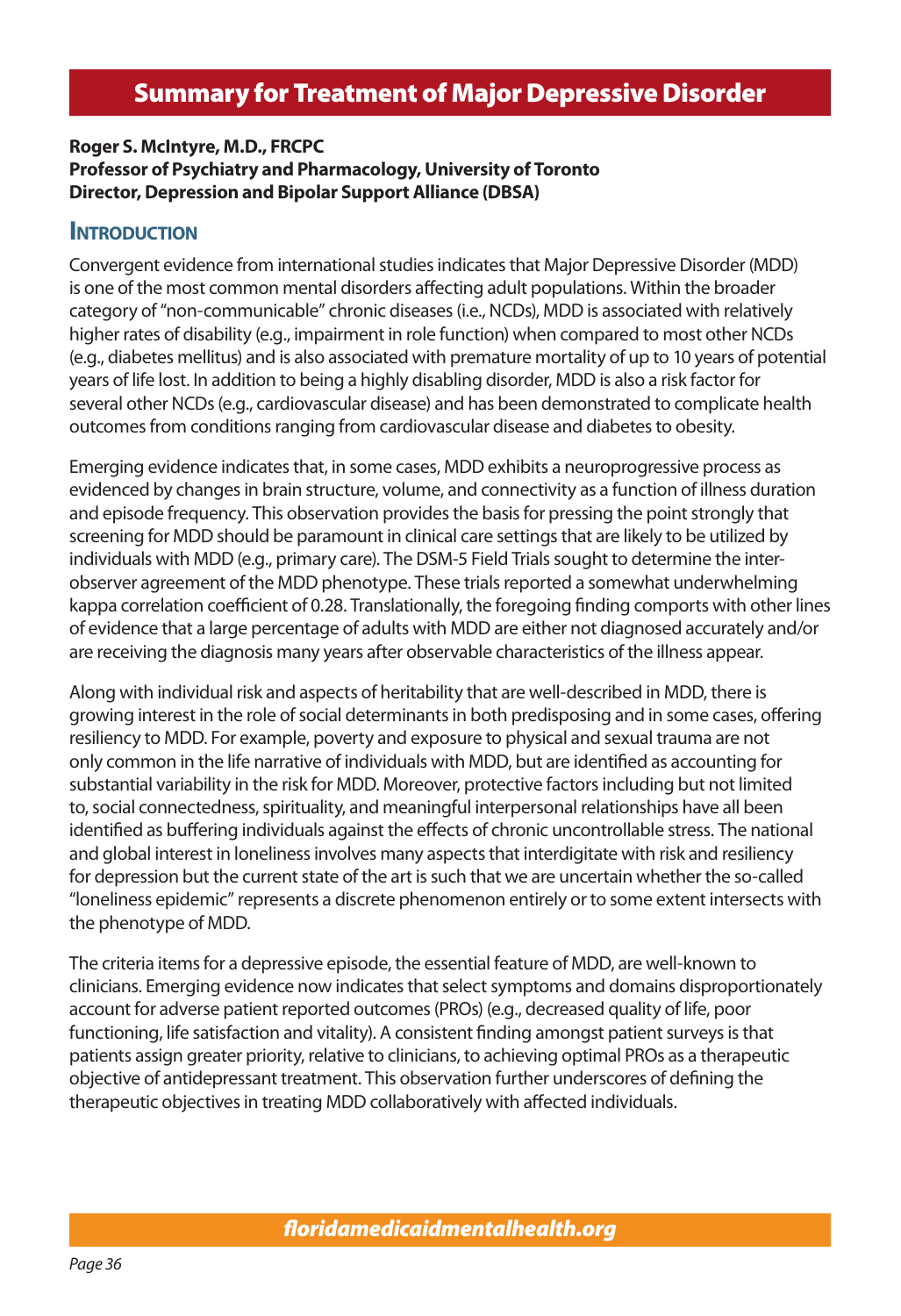# Summary for Treatment of Major Depressive Disorder

**Roger S. McIntyre, M.D., FRCPC**
**Professor of Psychiatry and Pharmacology, University of Toronto**
**Director, Depression and Bipolar Support Alliance (DBSA)**

## Introduction

Convergent evidence from international studies indicates that Major Depressive Disorder (MDD) is one of the most common mental disorders affecting adult populations. Within the broader category of "non-communicable" chronic diseases (i.e., NCDs), MDD is associated with relatively higher rates of disability (e.g., impairment in role function) when compared to most other NCDs (e.g., diabetes mellitus) and is also associated with premature mortality of up to 10 years of potential years of life lost. In addition to being a highly disabling disorder, MDD is also a risk factor for several other NCDs (e.g., cardiovascular disease) and has been demonstrated to complicate health outcomes from conditions ranging from cardiovascular disease and diabetes to obesity.

Emerging evidence indicates that, in some cases, MDD exhibits a neuroprogressive process as evidenced by changes in brain structure, volume, and connectivity as a function of illness duration and episode frequency. This observation provides the basis for pressing the point strongly that screening for MDD should be paramount in clinical care settings that are likely to be utilized by individuals with MDD (e.g., primary care). The DSM-5 Field Trials sought to determine the inter-observer agreement of the MDD phenotype. These trials reported a somewhat underwhelming kappa correlation coefficient of 0.28. Translationally, the foregoing finding comports with other lines of evidence that a large percentage of adults with MDD are either not diagnosed accurately and/or are receiving the diagnosis many years after observable characteristics of the illness appear.

Along with individual risk and aspects of heritability that are well-described in MDD, there is growing interest in the role of social determinants in both predisposing and in some cases, offering resiliency to MDD. For example, poverty and exposure to physical and sexual trauma are not only common in the life narrative of individuals with MDD, but are identified as accounting for substantial variability in the risk for MDD. Moreover, protective factors including but not limited to, social connectedness, spirituality, and meaningful interpersonal relationships have all been identified as buffering individuals against the effects of chronic uncontrollable stress. The national and global interest in loneliness involves many aspects that interdigitate with risk and resiliency for depression but the current state of the art is such that we are uncertain whether the so-called "loneliness epidemic" represents a discrete phenomenon entirely or to some extent intersects with the phenotype of MDD.

The criteria items for a depressive episode, the essential feature of MDD, are well-known to clinicians. Emerging evidence now indicates that select symptoms and domains disproportionately account for adverse patient reported outcomes (PROs) (e.g., decreased quality of life, poor functioning, life satisfaction and vitality). A consistent finding amongst patient surveys is that patients assign greater priority, relative to clinicians, to achieving optimal PROs as a therapeutic objective of antidepressant treatment. This observation further underscores of defining the therapeutic objectives in treating MDD collaboratively with affected individuals.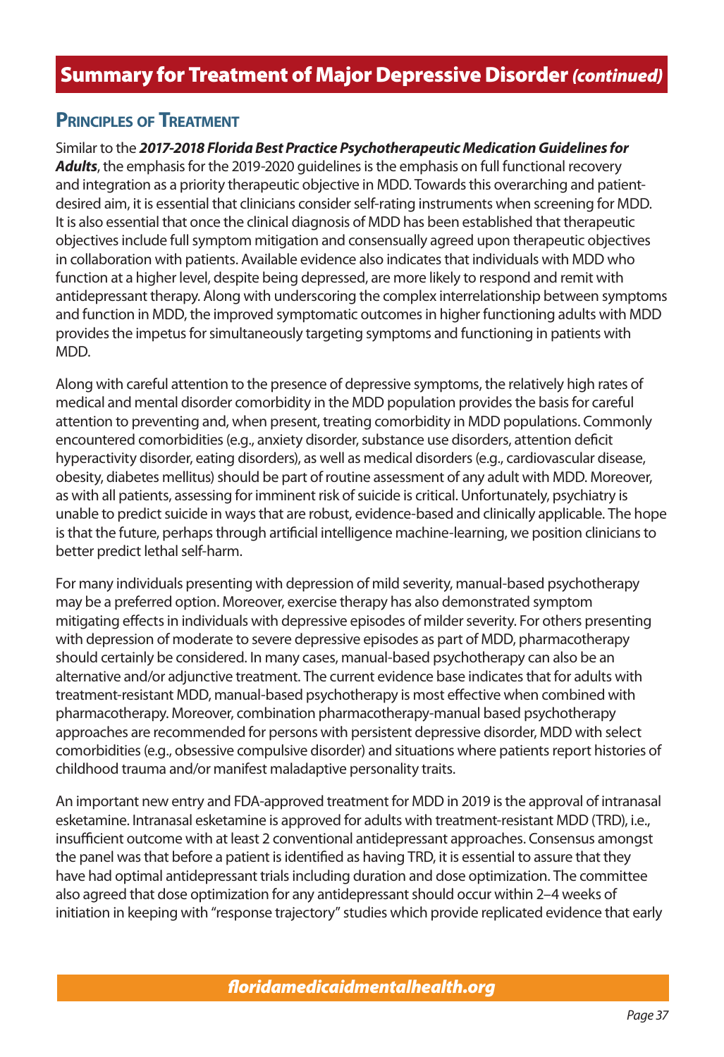## Summary for Treatment of Major Depressive Disorder *(continued)*

### Principles of Treatment

Similar to the ***2017-2018 Florida Best Practice Psychotherapeutic Medication Guidelines for Adults***, the emphasis for the 2019-2020 guidelines is the emphasis on full functional recovery and integration as a priority therapeutic objective in MDD. Towards this overarching and patient-desired aim, it is essential that clinicians consider self-rating instruments when screening for MDD. It is also essential that once the clinical diagnosis of MDD has been established that therapeutic objectives include full symptom mitigation and consensually agreed upon therapeutic objectives in collaboration with patients. Available evidence also indicates that individuals with MDD who function at a higher level, despite being depressed, are more likely to respond and remit with antidepressant therapy. Along with underscoring the complex interrelationship between symptoms and function in MDD, the improved symptomatic outcomes in higher functioning adults with MDD provides the impetus for simultaneously targeting symptoms and functioning in patients with MDD.

Along with careful attention to the presence of depressive symptoms, the relatively high rates of medical and mental disorder comorbidity in the MDD population provides the basis for careful attention to preventing and, when present, treating comorbidity in MDD populations. Commonly encountered comorbidities (e.g., anxiety disorder, substance use disorders, attention deficit hyperactivity disorder, eating disorders), as well as medical disorders (e.g., cardiovascular disease, obesity, diabetes mellitus) should be part of routine assessment of any adult with MDD. Moreover, as with all patients, assessing for imminent risk of suicide is critical. Unfortunately, psychiatry is unable to predict suicide in ways that are robust, evidence-based and clinically applicable. The hope is that the future, perhaps through artificial intelligence machine-learning, we position clinicians to better predict lethal self-harm.

For many individuals presenting with depression of mild severity, manual-based psychotherapy may be a preferred option. Moreover, exercise therapy has also demonstrated symptom mitigating effects in individuals with depressive episodes of milder severity. For others presenting with depression of moderate to severe depressive episodes as part of MDD, pharmacotherapy should certainly be considered. In many cases, manual-based psychotherapy can also be an alternative and/or adjunctive treatment. The current evidence base indicates that for adults with treatment-resistant MDD, manual-based psychotherapy is most effective when combined with pharmacotherapy. Moreover, combination pharmacotherapy-manual based psychotherapy approaches are recommended for persons with persistent depressive disorder, MDD with select comorbidities (e.g., obsessive compulsive disorder) and situations where patients report histories of childhood trauma and/or manifest maladaptive personality traits.

An important new entry and FDA-approved treatment for MDD in 2019 is the approval of intranasal esketamine. Intranasal esketamine is approved for adults with treatment-resistant MDD (TRD), i.e., insufficient outcome with at least 2 conventional antidepressant approaches. Consensus amongst the panel was that before a patient is identified as having TRD, it is essential to assure that they have had optimal antidepressant trials including duration and dose optimization. The committee also agreed that dose optimization for any antidepressant should occur within 2–4 weeks of initiation in keeping with "response trajectory" studies which provide replicated evidence that early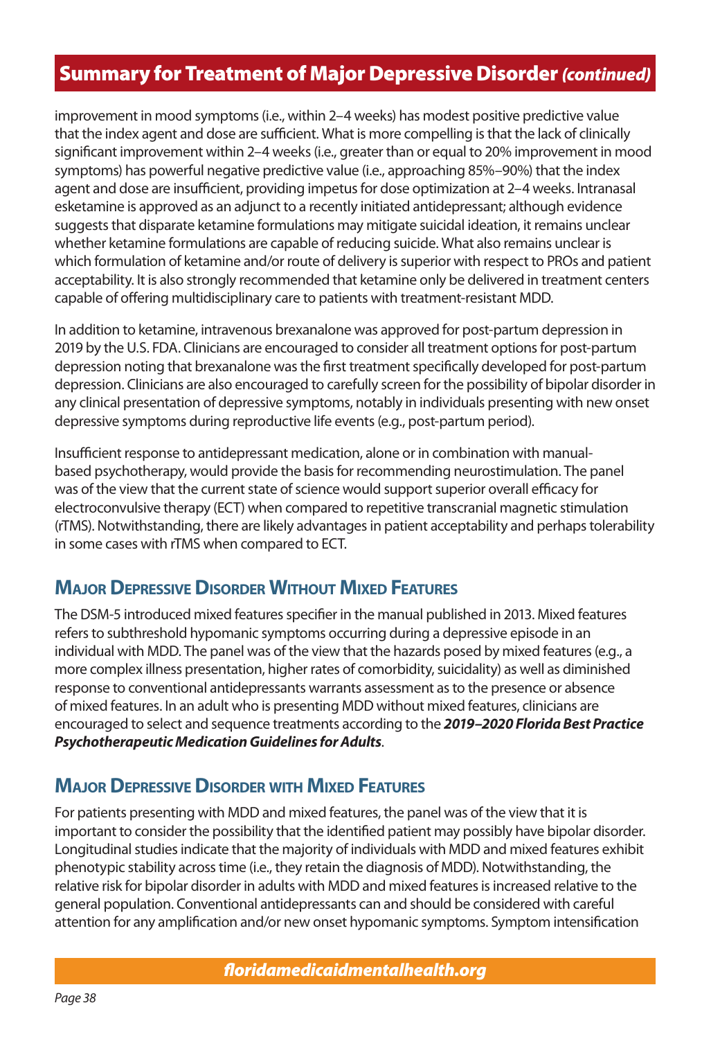## Summary for Treatment of Major Depressive Disorder *(continued)*

improvement in mood symptoms (i.e., within 2–4 weeks) has modest positive predictive value that the index agent and dose are sufficient. What is more compelling is that the lack of clinically significant improvement within 2–4 weeks (i.e., greater than or equal to 20% improvement in mood symptoms) has powerful negative predictive value (i.e., approaching 85%–90%) that the index agent and dose are insufficient, providing impetus for dose optimization at 2–4 weeks. Intranasal esketamine is approved as an adjunct to a recently initiated antidepressant; although evidence suggests that disparate ketamine formulations may mitigate suicidal ideation, it remains unclear whether ketamine formulations are capable of reducing suicide. What also remains unclear is which formulation of ketamine and/or route of delivery is superior with respect to PROs and patient acceptability. It is also strongly recommended that ketamine only be delivered in treatment centers capable of offering multidisciplinary care to patients with treatment-resistant MDD.

In addition to ketamine, intravenous brexanalone was approved for post-partum depression in 2019 by the U.S. FDA. Clinicians are encouraged to consider all treatment options for post-partum depression noting that brexanalone was the first treatment specifically developed for post-partum depression. Clinicians are also encouraged to carefully screen for the possibility of bipolar disorder in any clinical presentation of depressive symptoms, notably in individuals presenting with new onset depressive symptoms during reproductive life events (e.g., post-partum period).

Insufficient response to antidepressant medication, alone or in combination with manual-based psychotherapy, would provide the basis for recommending neurostimulation. The panel was of the view that the current state of science would support superior overall efficacy for electroconvulsive therapy (ECT) when compared to repetitive transcranial magnetic stimulation (rTMS). Notwithstanding, there are likely advantages in patient acceptability and perhaps tolerability in some cases with rTMS when compared to ECT.

### Major Depressive Disorder Without Mixed Features

The DSM-5 introduced mixed features specifier in the manual published in 2013. Mixed features refers to subthreshold hypomanic symptoms occurring during a depressive episode in an individual with MDD. The panel was of the view that the hazards posed by mixed features (e.g., a more complex illness presentation, higher rates of comorbidity, suicidality) as well as diminished response to conventional antidepressants warrants assessment as to the presence or absence of mixed features. In an adult who is presenting MDD without mixed features, clinicians are encouraged to select and sequence treatments according to the ***2019–2020 Florida Best Practice Psychotherapeutic Medication Guidelines for Adults***.

### Major Depressive Disorder with Mixed Features

For patients presenting with MDD and mixed features, the panel was of the view that it is important to consider the possibility that the identified patient may possibly have bipolar disorder. Longitudinal studies indicate that the majority of individuals with MDD and mixed features exhibit phenotypic stability across time (i.e., they retain the diagnosis of MDD). Notwithstanding, the relative risk for bipolar disorder in adults with MDD and mixed features is increased relative to the general population. Conventional antidepressants can and should be considered with careful attention for any amplification and/or new onset hypomanic symptoms. Symptom intensification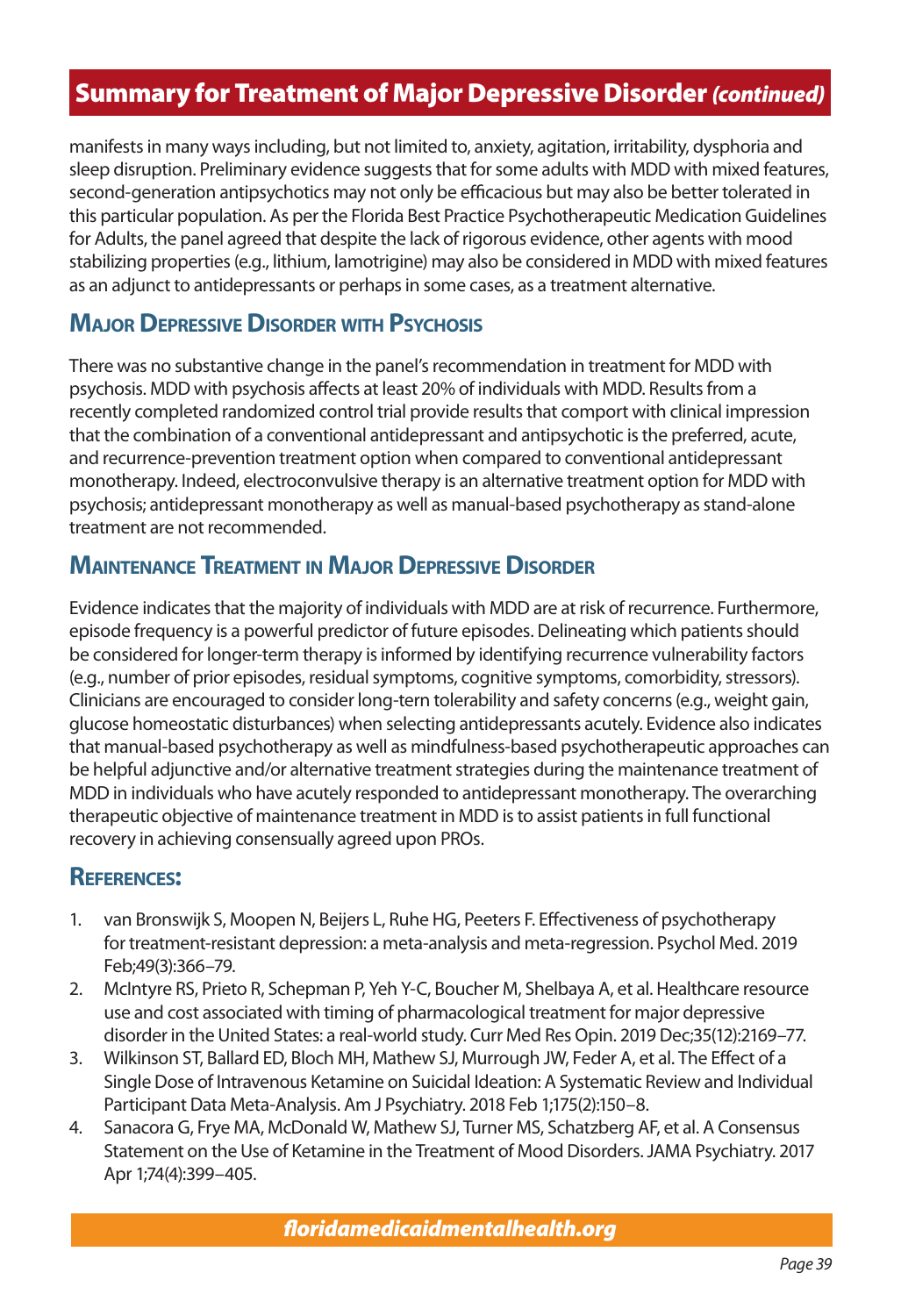## Summary for Treatment of Major Depressive Disorder *(continued)*

manifests in many ways including, but not limited to, anxiety, agitation, irritability, dysphoria and sleep disruption. Preliminary evidence suggests that for some adults with MDD with mixed features, second-generation antipsychotics may not only be efficacious but may also be better tolerated in this particular population. As per the Florida Best Practice Psychotherapeutic Medication Guidelines for Adults, the panel agreed that despite the lack of rigorous evidence, other agents with mood stabilizing properties (e.g., lithium, lamotrigine) may also be considered in MDD with mixed features as an adjunct to antidepressants or perhaps in some cases, as a treatment alternative.

### Major Depressive Disorder with Psychosis

There was no substantive change in the panel's recommendation in treatment for MDD with psychosis. MDD with psychosis affects at least 20% of individuals with MDD. Results from a recently completed randomized control trial provide results that comport with clinical impression that the combination of a conventional antidepressant and antipsychotic is the preferred, acute, and recurrence-prevention treatment option when compared to conventional antidepressant monotherapy. Indeed, electroconvulsive therapy is an alternative treatment option for MDD with psychosis; antidepressant monotherapy as well as manual-based psychotherapy as stand-alone treatment are not recommended.

### Maintenance Treatment in Major Depressive Disorder

Evidence indicates that the majority of individuals with MDD are at risk of recurrence. Furthermore, episode frequency is a powerful predictor of future episodes. Delineating which patients should be considered for longer-term therapy is informed by identifying recurrence vulnerability factors (e.g., number of prior episodes, residual symptoms, cognitive symptoms, comorbidity, stressors). Clinicians are encouraged to consider long-tern tolerability and safety concerns (e.g., weight gain, glucose homeostatic disturbances) when selecting antidepressants acutely. Evidence also indicates that manual-based psychotherapy as well as mindfulness-based psychotherapeutic approaches can be helpful adjunctive and/or alternative treatment strategies during the maintenance treatment of MDD in individuals who have acutely responded to antidepressant monotherapy. The overarching therapeutic objective of maintenance treatment in MDD is to assist patients in full functional recovery in achieving consensually agreed upon PROs.

### References:

1. van Bronswijk S, Moopen N, Beijers L, Ruhe HG, Peeters F. Effectiveness of psychotherapy for treatment-resistant depression: a meta-analysis and meta-regression. Psychol Med. 2019 Feb;49(3):366–79.
2. McIntyre RS, Prieto R, Schepman P, Yeh Y-C, Boucher M, Shelbaya A, et al. Healthcare resource use and cost associated with timing of pharmacological treatment for major depressive disorder in the United States: a real-world study. Curr Med Res Opin. 2019 Dec;35(12):2169–77.
3. Wilkinson ST, Ballard ED, Bloch MH, Mathew SJ, Murrough JW, Feder A, et al. The Effect of a Single Dose of Intravenous Ketamine on Suicidal Ideation: A Systematic Review and Individual Participant Data Meta-Analysis. Am J Psychiatry. 2018 Feb 1;175(2):150–8.
4. Sanacora G, Frye MA, McDonald W, Mathew SJ, Turner MS, Schatzberg AF, et al. A Consensus Statement on the Use of Ketamine in the Treatment of Mood Disorders. JAMA Psychiatry. 2017 Apr 1;74(4):399–405.